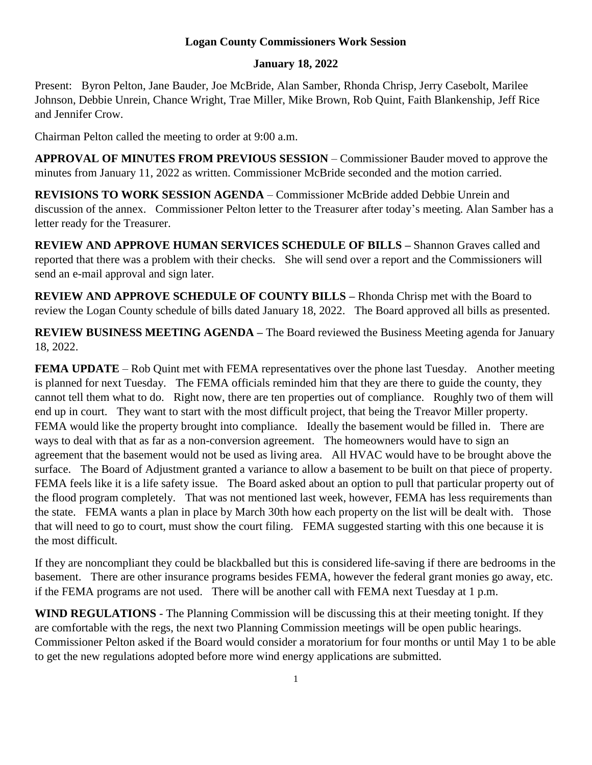**Logan County Commissioners Work Session**

**January 18, 2022**

Present: Byron Pelton, Jane Bauder, Joe McBride, Alan Samber, Rhonda Chrisp, Jerry Casebolt, Marilee Johnson, Debbie Unrein, Chance Wright, Trae Miller, Mike Brown, Rob Quint, Faith Blankenship, Jeff Rice and Jennifer Crow.

Chairman Pelton called the meeting to order at 9:00 a.m.

**APPROVAL OF MINUTES FROM PREVIOUS SESSION** – Commissioner Bauder moved to approve the minutes from January 11, 2022 as written. Commissioner McBride seconded and the motion carried.

**REVISIONS TO WORK SESSION AGENDA** – Commissioner McBride added Debbie Unrein and discussion of the annex. Commissioner Pelton letter to the Treasurer after today's meeting. Alan Samber has a letter ready for the Treasurer.

**REVIEW AND APPROVE HUMAN SERVICES SCHEDULE OF BILLS –** Shannon Graves called and reported that there was a problem with their checks. She will send over a report and the Commissioners will send an e-mail approval and sign later.

**REVIEW AND APPROVE SCHEDULE OF COUNTY BILLS –** Rhonda Chrisp met with the Board to review the Logan County schedule of bills dated January 18, 2022. The Board approved all bills as presented.

**REVIEW BUSINESS MEETING AGENDA –** The Board reviewed the Business Meeting agenda for January 18, 2022.

**FEMA UPDATE** – Rob Quint met with FEMA representatives over the phone last Tuesday. Another meeting is planned for next Tuesday. The FEMA officials reminded him that they are there to guide the county, they cannot tell them what to do. Right now, there are ten properties out of compliance. Roughly two of them will end up in court. They want to start with the most difficult project, that being the Treavor Miller property. FEMA would like the property brought into compliance. Ideally the basement would be filled in. There are ways to deal with that as far as a non-conversion agreement. The homeowners would have to sign an agreement that the basement would not be used as living area. All HVAC would have to be brought above the surface. The Board of Adjustment granted a variance to allow a basement to be built on that piece of property. FEMA feels like it is a life safety issue. The Board asked about an option to pull that particular property out of the flood program completely. That was not mentioned last week, however, FEMA has less requirements than the state. FEMA wants a plan in place by March 30th how each property on the list will be dealt with. Those that will need to go to court, must show the court filing. FEMA suggested starting with this one because it is the most difficult.

If they are noncompliant they could be blackballed but this is considered life-saving if there are bedrooms in the basement. There are other insurance programs besides FEMA, however the federal grant monies go away, etc. if the FEMA programs are not used. There will be another call with FEMA next Tuesday at 1 p.m.

**WIND REGULATIONS** - The Planning Commission will be discussing this at their meeting tonight. If they are comfortable with the regs, the next two Planning Commission meetings will be open public hearings. Commissioner Pelton asked if the Board would consider a moratorium for four months or until May 1 to be able to get the new regulations adopted before more wind energy applications are submitted.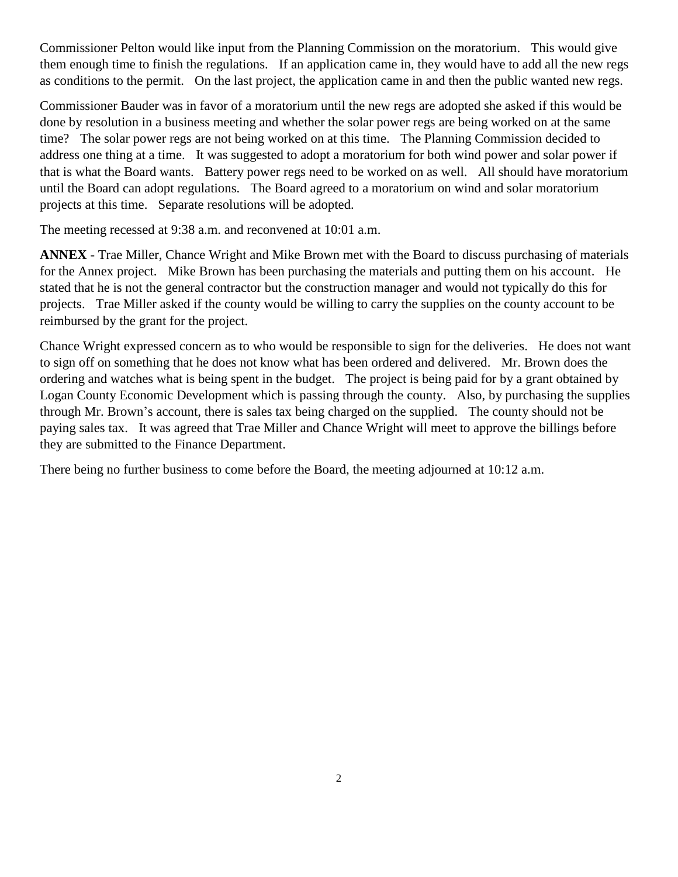Commissioner Pelton would like input from the Planning Commission on the moratorium. This would give them enough time to finish the regulations. If an application came in, they would have to add all the new regs as conditions to the permit. On the last project, the application came in and then the public wanted new regs.

Commissioner Bauder was in favor of a moratorium until the new regs are adopted she asked if this would be done by resolution in a business meeting and whether the solar power regs are being worked on at the same time? The solar power regs are not being worked on at this time. The Planning Commission decided to address one thing at a time. It was suggested to adopt a moratorium for both wind power and solar power if that is what the Board wants. Battery power regs need to be worked on as well. All should have moratorium until the Board can adopt regulations. The Board agreed to a moratorium on wind and solar moratorium projects at this time. Separate resolutions will be adopted.

The meeting recessed at 9:38 a.m. and reconvened at 10:01 a.m.

**ANNEX** - Trae Miller, Chance Wright and Mike Brown met with the Board to discuss purchasing of materials for the Annex project. Mike Brown has been purchasing the materials and putting them on his account. He stated that he is not the general contractor but the construction manager and would not typically do this for projects. Trae Miller asked if the county would be willing to carry the supplies on the county account to be reimbursed by the grant for the project.

Chance Wright expressed concern as to who would be responsible to sign for the deliveries. He does not want to sign off on something that he does not know what has been ordered and delivered. Mr. Brown does the ordering and watches what is being spent in the budget. The project is being paid for by a grant obtained by Logan County Economic Development which is passing through the county. Also, by purchasing the supplies through Mr. Brown's account, there is sales tax being charged on the supplied. The county should not be paying sales tax. It was agreed that Trae Miller and Chance Wright will meet to approve the billings before they are submitted to the Finance Department.

There being no further business to come before the Board, the meeting adjourned at 10:12 a.m.